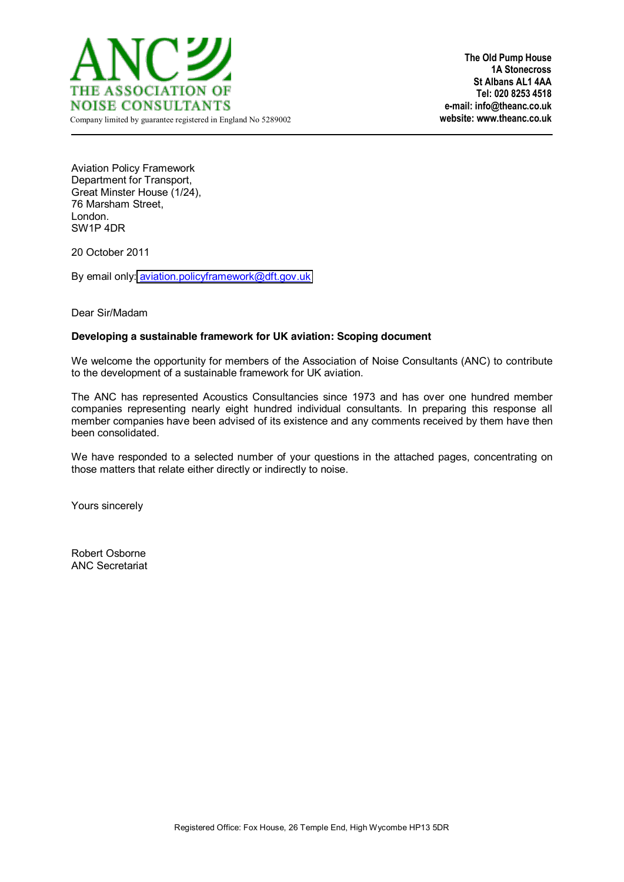ANC
THE ASSOCIATION OF
NOISE CONSULTANTS
Company limited by guarantee registered in England No 5289002

**The Old Pump House**
**1A Stonecross**
**St Albans AL1 4AA**
**Tel: 020 8253 4518**
**e-mail: info@theanc.co.uk**
**website: www.theanc.co.uk**

---

Aviation Policy Framework
Department for Transport,
Great Minster House (1/24),
76 Marsham Street,
London.
SW1P 4DR

20 October 2011

By email only: aviation.policyframework@dft.gov.uk

Dear Sir/Madam

**Developing a sustainable framework for UK aviation: Scoping document**

We welcome the opportunity for members of the Association of Noise Consultants (ANC) to contribute to the development of a sustainable framework for UK aviation.

The ANC has represented Acoustics Consultancies since 1973 and has over one hundred member companies representing nearly eight hundred individual consultants. In preparing this response all member companies have been advised of its existence and any comments received by them have then been consolidated.

We have responded to a selected number of your questions in the attached pages, concentrating on those matters that relate either directly or indirectly to noise.

Yours sincerely

Robert Osborne
ANC Secretariat

Registered Office: Fox House, 26 Temple End, High Wycombe HP13 5DR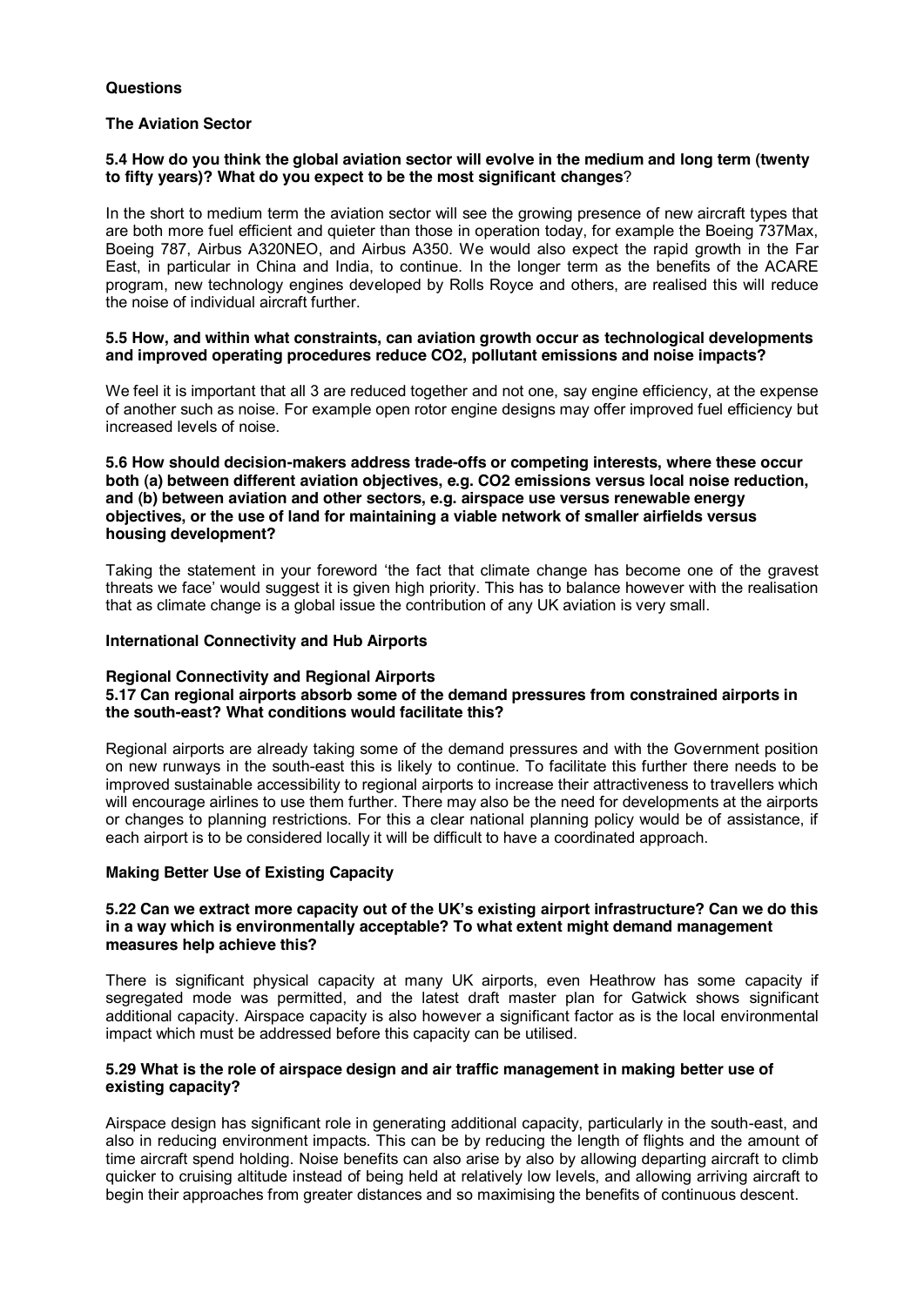**Questions**

**The Aviation Sector**

**5.4 How do you think the global aviation sector will evolve in the medium and long term (twenty to fifty years)? What do you expect to be the most significant changes**?

In the short to medium term the aviation sector will see the growing presence of new aircraft types that are both more fuel efficient and quieter than those in operation today, for example the Boeing 737Max, Boeing 787, Airbus A320NEO, and Airbus A350. We would also expect the rapid growth in the Far East, in particular in China and India, to continue. In the longer term as the benefits of the ACARE program, new technology engines developed by Rolls Royce and others, are realised this will reduce the noise of individual aircraft further.

**5.5 How, and within what constraints, can aviation growth occur as technological developments and improved operating procedures reduce CO2, pollutant emissions and noise impacts?**

We feel it is important that all 3 are reduced together and not one, say engine efficiency, at the expense of another such as noise. For example open rotor engine designs may offer improved fuel efficiency but increased levels of noise.

**5.6 How should decision-makers address trade-offs or competing interests, where these occur both (a) between different aviation objectives, e.g. CO2 emissions versus local noise reduction, and (b) between aviation and other sectors, e.g. airspace use versus renewable energy objectives, or the use of land for maintaining a viable network of smaller airfields versus housing development?**

Taking the statement in your foreword 'the fact that climate change has become one of the gravest threats we face' would suggest it is given high priority. This has to balance however with the realisation that as climate change is a global issue the contribution of any UK aviation is very small.

**International Connectivity and Hub Airports**

**Regional Connectivity and Regional Airports**

**5.17 Can regional airports absorb some of the demand pressures from constrained airports in the south-east? What conditions would facilitate this?**

Regional airports are already taking some of the demand pressures and with the Government position on new runways in the south-east this is likely to continue. To facilitate this further there needs to be improved sustainable accessibility to regional airports to increase their attractiveness to travellers which will encourage airlines to use them further. There may also be the need for developments at the airports or changes to planning restrictions. For this a clear national planning policy would be of assistance, if each airport is to be considered locally it will be difficult to have a coordinated approach.

**Making Better Use of Existing Capacity**

**5.22 Can we extract more capacity out of the UK's existing airport infrastructure? Can we do this in a way which is environmentally acceptable? To what extent might demand management measures help achieve this?**

There is significant physical capacity at many UK airports, even Heathrow has some capacity if segregated mode was permitted, and the latest draft master plan for Gatwick shows significant additional capacity. Airspace capacity is also however a significant factor as is the local environmental impact which must be addressed before this capacity can be utilised.

**5.29 What is the role of airspace design and air traffic management in making better use of existing capacity?**

Airspace design has significant role in generating additional capacity, particularly in the south-east, and also in reducing environment impacts. This can be by reducing the length of flights and the amount of time aircraft spend holding. Noise benefits can also arise by also by allowing departing aircraft to climb quicker to cruising altitude instead of being held at relatively low levels, and allowing arriving aircraft to begin their approaches from greater distances and so maximising the benefits of continuous descent.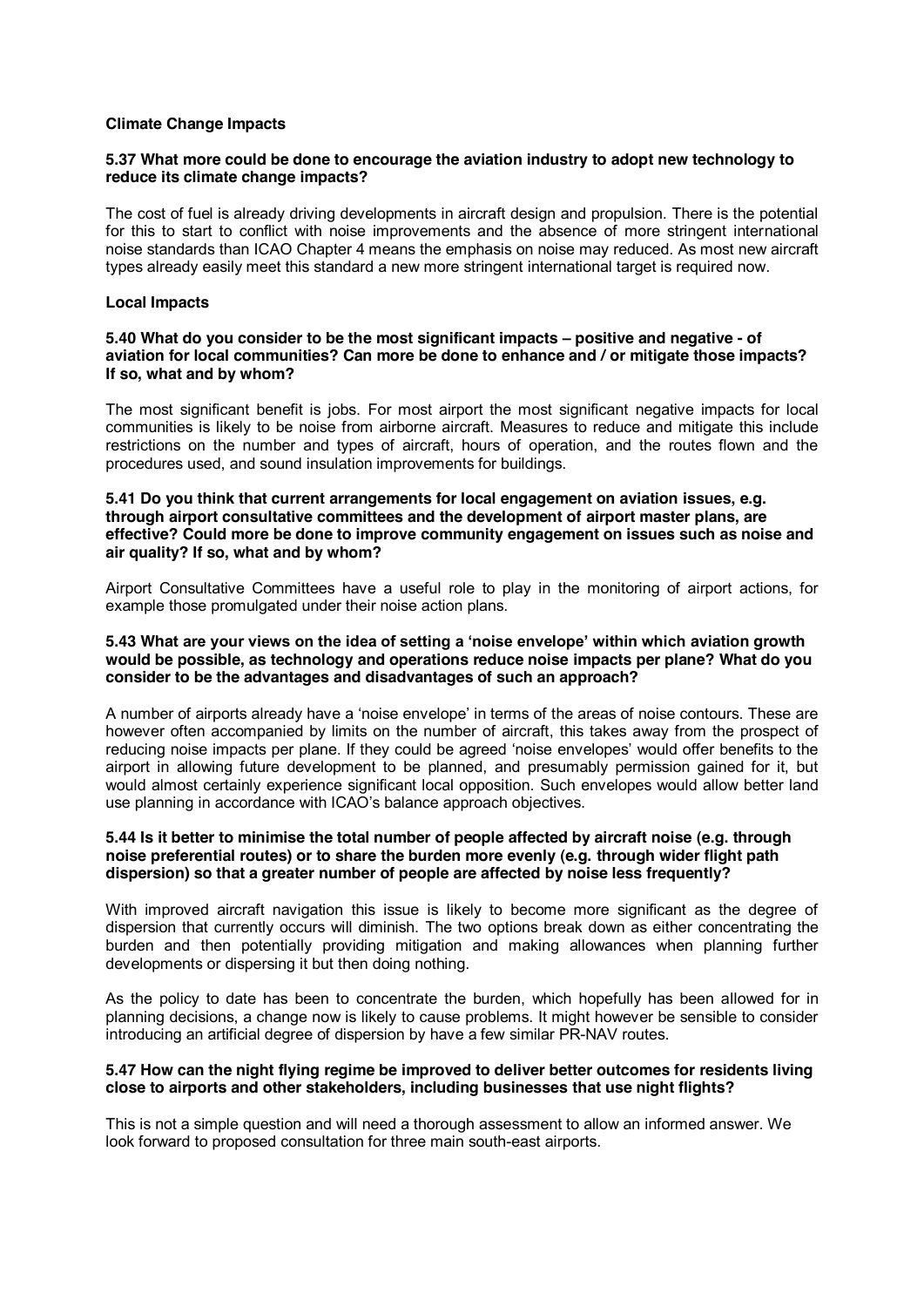## Climate Change Impacts

**5.37 What more could be done to encourage the aviation industry to adopt new technology to reduce its climate change impacts?**

The cost of fuel is already driving developments in aircraft design and propulsion. There is the potential for this to start to conflict with noise improvements and the absence of more stringent international noise standards than ICAO Chapter 4 means the emphasis on noise may reduced. As most new aircraft types already easily meet this standard a new more stringent international target is required now.

## Local Impacts

**5.40 What do you consider to be the most significant impacts – positive and negative - of aviation for local communities? Can more be done to enhance and / or mitigate those impacts? If so, what and by whom?**

The most significant benefit is jobs. For most airport the most significant negative impacts for local communities is likely to be noise from airborne aircraft. Measures to reduce and mitigate this include restrictions on the number and types of aircraft, hours of operation, and the routes flown and the procedures used, and sound insulation improvements for buildings.

**5.41 Do you think that current arrangements for local engagement on aviation issues, e.g. through airport consultative committees and the development of airport master plans, are effective? Could more be done to improve community engagement on issues such as noise and air quality? If so, what and by whom?**

Airport Consultative Committees have a useful role to play in the monitoring of airport actions, for example those promulgated under their noise action plans.

**5.43 What are your views on the idea of setting a 'noise envelope' within which aviation growth would be possible, as technology and operations reduce noise impacts per plane? What do you consider to be the advantages and disadvantages of such an approach?**

A number of airports already have a 'noise envelope' in terms of the areas of noise contours. These are however often accompanied by limits on the number of aircraft, this takes away from the prospect of reducing noise impacts per plane. If they could be agreed 'noise envelopes' would offer benefits to the airport in allowing future development to be planned, and presumably permission gained for it, but would almost certainly experience significant local opposition. Such envelopes would allow better land use planning in accordance with ICAO's balance approach objectives.

**5.44 Is it better to minimise the total number of people affected by aircraft noise (e.g. through noise preferential routes) or to share the burden more evenly (e.g. through wider flight path dispersion) so that a greater number of people are affected by noise less frequently?**

With improved aircraft navigation this issue is likely to become more significant as the degree of dispersion that currently occurs will diminish. The two options break down as either concentrating the burden and then potentially providing mitigation and making allowances when planning further developments or dispersing it but then doing nothing.

As the policy to date has been to concentrate the burden, which hopefully has been allowed for in planning decisions, a change now is likely to cause problems. It might however be sensible to consider introducing an artificial degree of dispersion by have a few similar PR-NAV routes.

**5.47 How can the night flying regime be improved to deliver better outcomes for residents living close to airports and other stakeholders, including businesses that use night flights?**

This is not a simple question and will need a thorough assessment to allow an informed answer. We look forward to proposed consultation for three main south-east airports.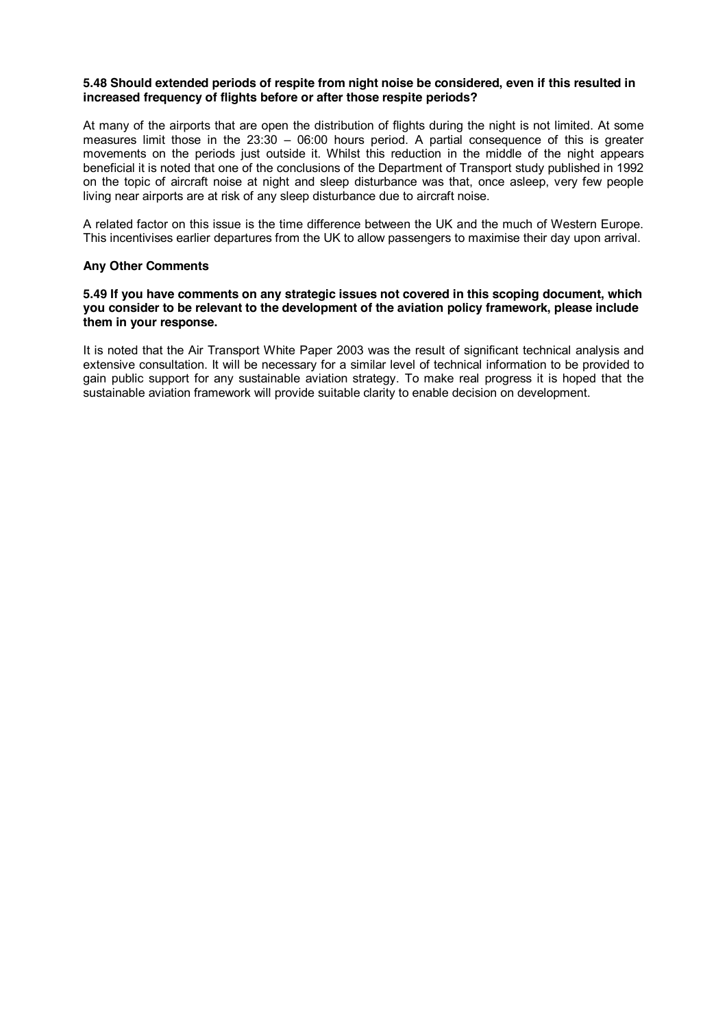**5.48 Should extended periods of respite from night noise be considered, even if this resulted in increased frequency of flights before or after those respite periods?**

At many of the airports that are open the distribution of flights during the night is not limited. At some measures limit those in the 23:30 – 06:00 hours period. A partial consequence of this is greater movements on the periods just outside it. Whilst this reduction in the middle of the night appears beneficial it is noted that one of the conclusions of the Department of Transport study published in 1992 on the topic of aircraft noise at night and sleep disturbance was that, once asleep, very few people living near airports are at risk of any sleep disturbance due to aircraft noise.

A related factor on this issue is the time difference between the UK and the much of Western Europe. This incentivises earlier departures from the UK to allow passengers to maximise their day upon arrival.

**Any Other Comments**

**5.49 If you have comments on any strategic issues not covered in this scoping document, which you consider to be relevant to the development of the aviation policy framework, please include them in your response.**

It is noted that the Air Transport White Paper 2003 was the result of significant technical analysis and extensive consultation. It will be necessary for a similar level of technical information to be provided to gain public support for any sustainable aviation strategy. To make real progress it is hoped that the sustainable aviation framework will provide suitable clarity to enable decision on development.